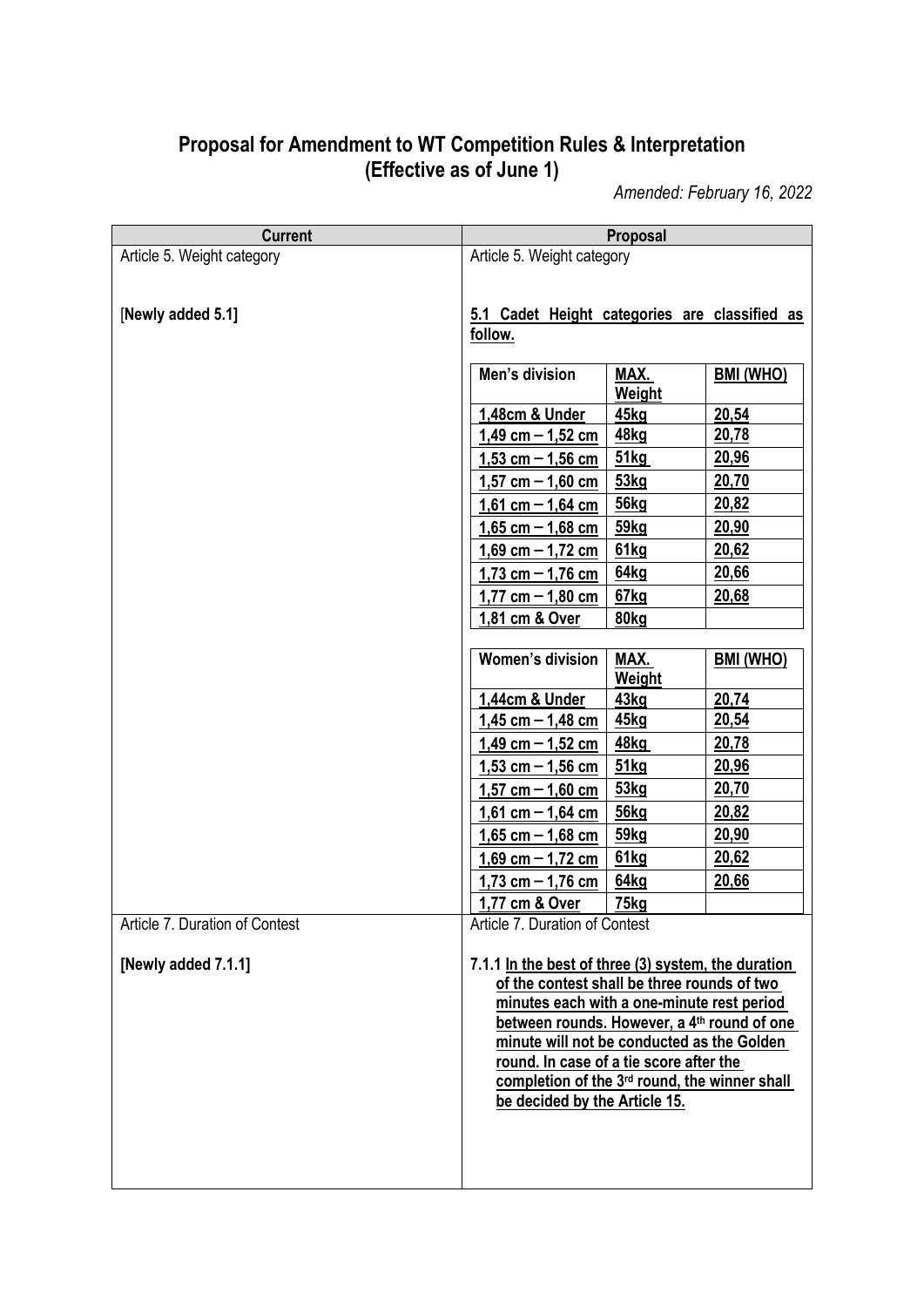# Proposal for Amendment to WT Competition Rules & Interpretation (Effective as of June 1)

*Amended: February 16, 2022*

| Current | Proposal |
|---|---|
| Article 5. Weight category | Article 5. Weight category |
| [**Newly added 5.1]** | **5.1 Cadet Height categories are classified as follow.** |

**Men's division**

| Men's division | MAX. Weight | BMI (WHO) |
|---|---|---|
| 1,48cm & Under | 45kg | 20,54 |
| 1,49 cm – 1,52 cm | 48kg | 20,78 |
| 1,53 cm – 1,56 cm | 51kg | 20,96 |
| 1,57 cm – 1,60 cm | 53kg | 20,70 |
| 1,61 cm – 1,64 cm | 56kg | 20,82 |
| 1,65 cm – 1,68 cm | 59kg | 20,90 |
| 1,69 cm – 1,72 cm | 61kg | 20,62 |
| 1,73 cm – 1,76 cm | 64kg | 20,66 |
| 1,77 cm – 1,80 cm | 67kg | 20,68 |
| 1,81 cm & Over | 80kg | |

**Women's division**

| Women's division | MAX. Weight | BMI (WHO) |
|---|---|---|
| 1,44cm & Under | 43kg | 20,74 |
| 1,45 cm – 1,48 cm | 45kg | 20,54 |
| 1,49 cm – 1,52 cm | 48kg | 20,78 |
| 1,53 cm – 1,56 cm | 51kg | 20,96 |
| 1,57 cm – 1,60 cm | 53kg | 20,70 |
| 1,61 cm – 1,64 cm | 56kg | 20,82 |
| 1,65 cm – 1,68 cm | 59kg | 20,90 |
| 1,69 cm – 1,72 cm | 61kg | 20,62 |
| 1,73 cm – 1,76 cm | 64kg | 20,66 |
| 1,77 cm & Over | 75kg | |

| Current | Proposal |
|---|---|
| Article 7. Duration of Contest | Article 7. Duration of Contest |
| **[Newly added 7.1.1]** | **7.1.1 In the best of three (3) system, the duration of the contest shall be three rounds of two minutes each with a one-minute rest period between rounds. However, a 4th round of one minute will not be conducted as the Golden round. In case of a tie score after the completion of the 3rd round, the winner shall be decided by the Article 15.** |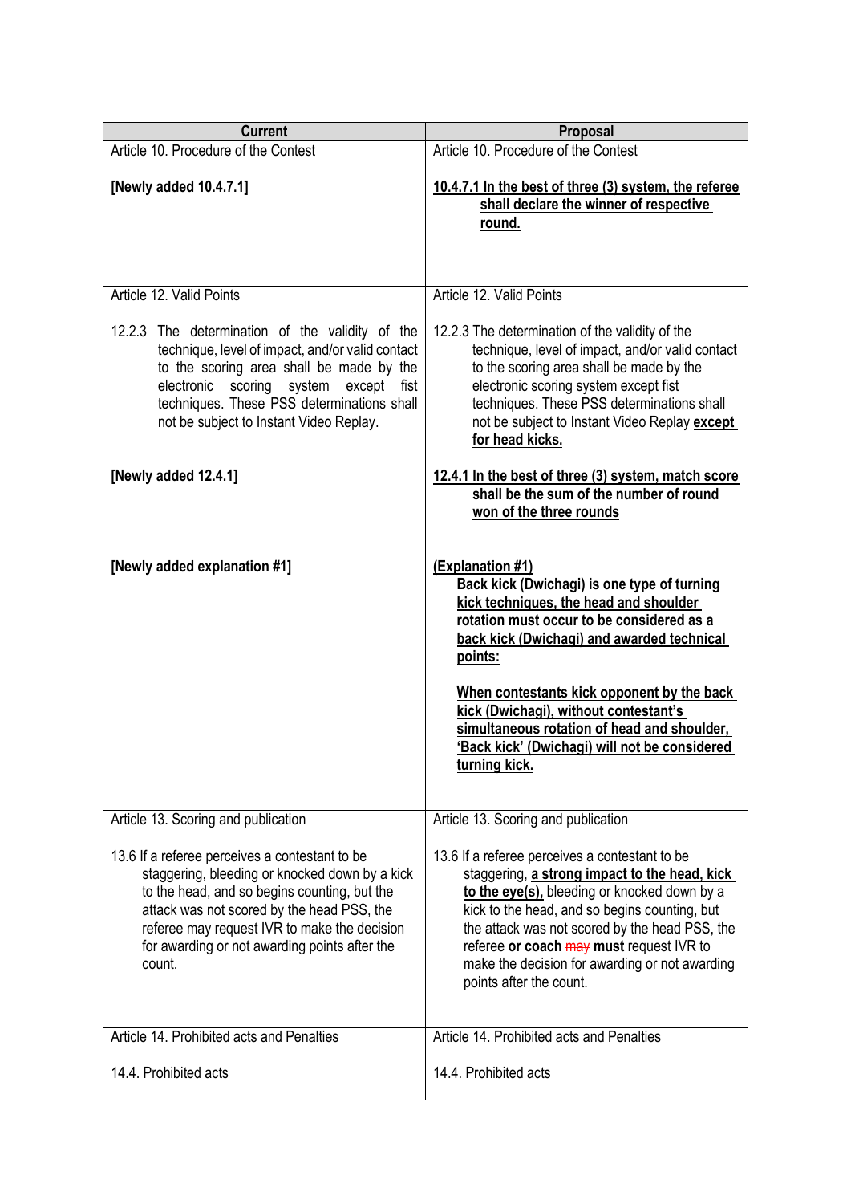| Current | Proposal |
|---|---|
| Article 10. Procedure of the Contest<br><br>**[Newly added 10.4.7.1]** | Article 10. Procedure of the Contest<br><br>**<u>10.4.7.1 In the best of three (3) system, the referee shall declare the winner of respective round.</u>** |
| Article 12. Valid Points<br><br>12.2.3 The determination of the validity of the technique, level of impact, and/or valid contact to the scoring area shall be made by the electronic scoring system except fist techniques. These PSS determinations shall not be subject to Instant Video Replay.<br><br>**[Newly added 12.4.1]**<br><br>**[Newly added explanation #1]** | Article 12. Valid Points<br><br>12.2.3 The determination of the validity of the technique, level of impact, and/or valid contact to the scoring area shall be made by the electronic scoring system except fist techniques. These PSS determinations shall not be subject to Instant Video Replay **<u>except for head kicks.</u>**<br><br>**<u>12.4.1 In the best of three (3) system, match score shall be the sum of the number of round won of the three rounds</u>**<br><br>**<u>(Explanation #1)</u>**<br>**<u>Back kick (Dwichagi) is one type of turning kick techniques, the head and shoulder rotation must occur to be considered as a back kick (Dwichagi) and awarded technical points:</u>**<br><br>**<u>When contestants kick opponent by the back kick (Dwichagi), without contestant's simultaneous rotation of head and shoulder, 'Back kick' (Dwichagi) will not be considered turning kick.</u>** |
| Article 13. Scoring and publication<br><br>13.6 If a referee perceives a contestant to be staggering, bleeding or knocked down by a kick to the head, and so begins counting, but the attack was not scored by the head PSS, the referee may request IVR to make the decision for awarding or not awarding points after the count. | Article 13. Scoring and publication<br><br>13.6 If a referee perceives a contestant to be staggering, **<u>a strong impact to the head, kick to the eye(s),</u>** bleeding or knocked down by a kick to the head, and so begins counting, but the attack was not scored by the head PSS, the referee **<u>or coach</u>** ~~may~~ **<u>must</u>** request IVR to make the decision for awarding or not awarding points after the count. |
| Article 14. Prohibited acts and Penalties<br><br>14.4. Prohibited acts | Article 14. Prohibited acts and Penalties<br><br>14.4. Prohibited acts |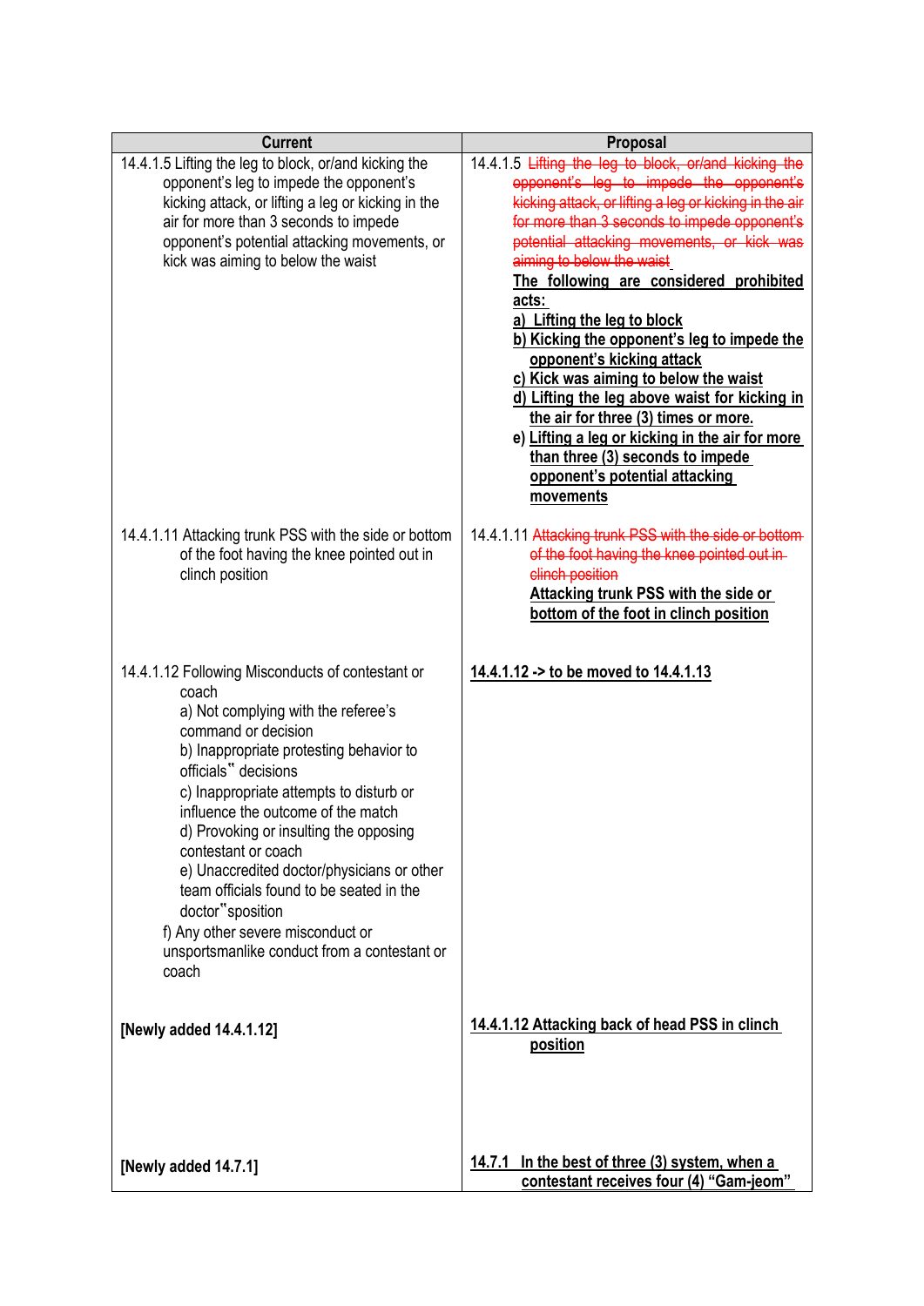| Current | Proposal |
|---|---|
| 14.4.1.5 Lifting the leg to block, or/and kicking the opponent's leg to impede the opponent's kicking attack, or lifting a leg or kicking in the air for more than 3 seconds to impede opponent's potential attacking movements, or kick was aiming to below the waist | 14.4.1.5 ~~Lifting the leg to block, or/and kicking the opponent's leg to impede the opponent's kicking attack, or lifting a leg or kicking in the air for more than 3 seconds to impede opponent's potential attacking movements, or kick was aiming to below the waist~~ **The following are considered prohibited acts:** **a) Lifting the leg to block** **b) Kicking the opponent's leg to impede the opponent's kicking attack** **c) Kick was aiming to below the waist** **d) Lifting the leg above waist for kicking in the air for three (3) times or more.** **e) Lifting a leg or kicking in the air for more than three (3) seconds to impede opponent's potential attacking movements** |
| 14.4.1.11 Attacking trunk PSS with the side or bottom of the foot having the knee pointed out in clinch position | 14.4.1.11 ~~Attacking trunk PSS with the side or bottom of the foot having the knee pointed out in clinch position~~ **Attacking trunk PSS with the side or bottom of the foot in clinch position** |
| 14.4.1.12 Following Misconducts of contestant or coach a) Not complying with the referee's command or decision b) Inappropriate protesting behavior to officials" decisions c) Inappropriate attempts to disturb or influence the outcome of the match d) Provoking or insulting the opposing contestant or coach e) Unaccredited doctor/physicians or other team officials found to be seated in the doctor"sposition f) Any other severe misconduct or unsportsmanlike conduct from a contestant or coach | **14.4.1.12 -> to be moved to 14.4.1.13** |
| **[Newly added 14.4.1.12]** | **14.4.1.12 Attacking back of head PSS in clinch position** |
| **[Newly added 14.7.1]** | **14.7.1 In the best of three (3) system, when a contestant receives four (4) "Gam-jeom"** |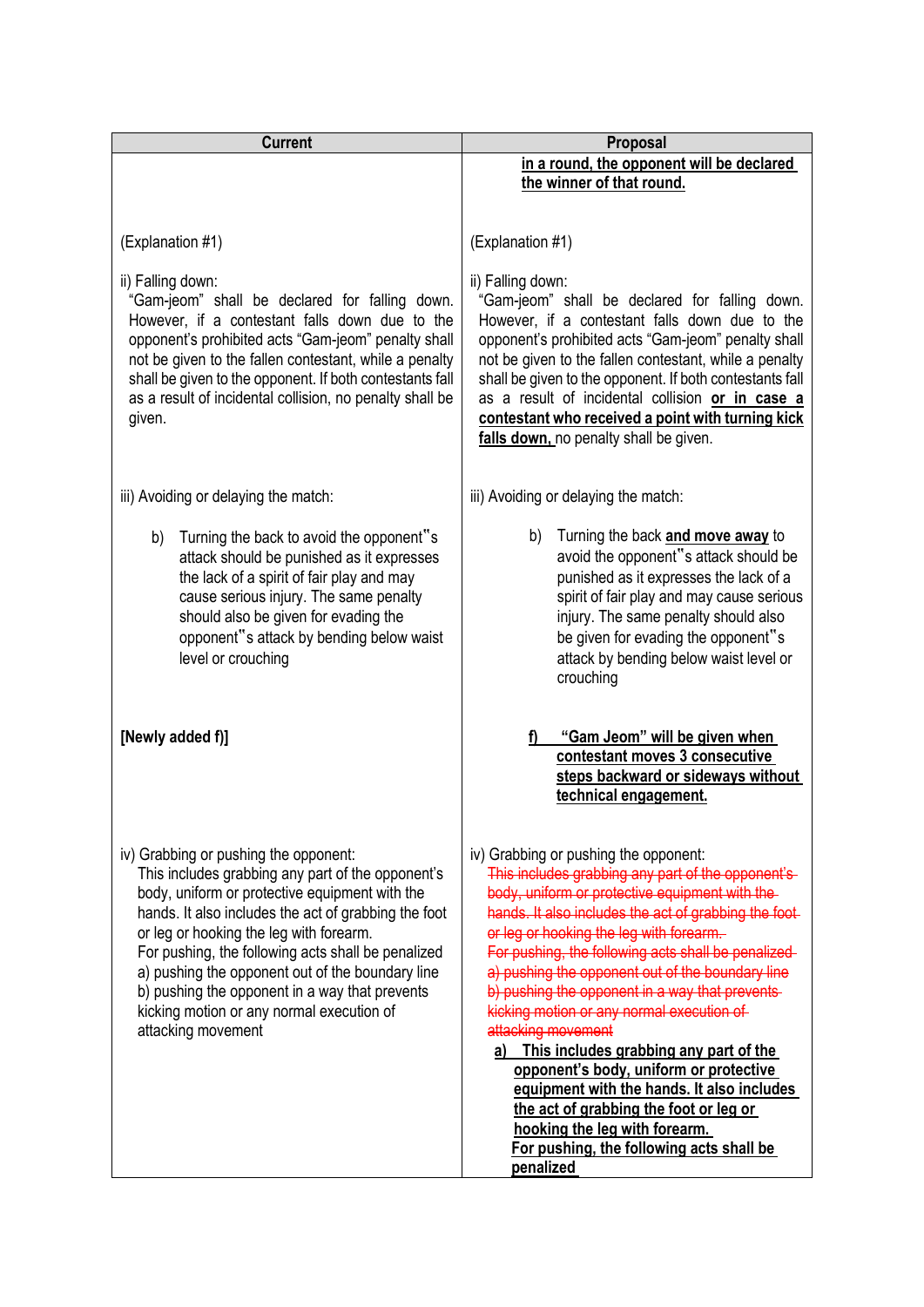| Current | Proposal |
|---|---|
| | **<u>in a round, the opponent will be declared the winner of that round.</u>** |
| (Explanation #1)<br><br>ii) Falling down:<br>"Gam-jeom" shall be declared for falling down. However, if a contestant falls down due to the opponent's prohibited acts "Gam-jeom" penalty shall not be given to the fallen contestant, while a penalty shall be given to the opponent. If both contestants fall as a result of incidental collision, no penalty shall be given. | (Explanation #1)<br><br>ii) Falling down:<br>"Gam-jeom" shall be declared for falling down. However, if a contestant falls down due to the opponent's prohibited acts "Gam-jeom" penalty shall not be given to the fallen contestant, while a penalty shall be given to the opponent. If both contestants fall as a result of incidental collision **<u>or in case a contestant who received a point with turning kick falls down,</u>** no penalty shall be given. |
| iii) Avoiding or delaying the match:<br><br>b) Turning the back to avoid the opponent"s attack should be punished as it expresses the lack of a spirit of fair play and may cause serious injury. The same penalty should also be given for evading the opponent"s attack by bending below waist level or crouching | iii) Avoiding or delaying the match:<br><br>b) Turning the back **<u>and move away</u>** to avoid the opponent"s attack should be punished as it expresses the lack of a spirit of fair play and may cause serious injury. The same penalty should also be given for evading the opponent"s attack by bending below waist level or crouching |
| **[Newly added f)]** | **<u>f) "Gam Jeom" will be given when contestant moves 3 consecutive steps backward or sideways without technical engagement.</u>** |
| iv) Grabbing or pushing the opponent:<br>This includes grabbing any part of the opponent's body, uniform or protective equipment with the hands. It also includes the act of grabbing the foot or leg or hooking the leg with forearm.<br>For pushing, the following acts shall be penalized<br>a) pushing the opponent out of the boundary line<br>b) pushing the opponent in a way that prevents kicking motion or any normal execution of attacking movement | iv) Grabbing or pushing the opponent:<br>~~This includes grabbing any part of the opponent's body, uniform or protective equipment with the hands. It also includes the act of grabbing the foot or leg or hooking the leg with forearm.~~<br>~~For pushing, the following acts shall be penalized~~<br>~~a) pushing the opponent out of the boundary line~~<br>~~b) pushing the opponent in a way that prevents kicking motion or any normal execution of attacking movement~~<br>**<u>a) This includes grabbing any part of the opponent's body, uniform or protective equipment with the hands. It also includes the act of grabbing the foot or leg or hooking the leg with forearm.</u>**<br>**<u>For pushing, the following acts shall be penalized</u>** |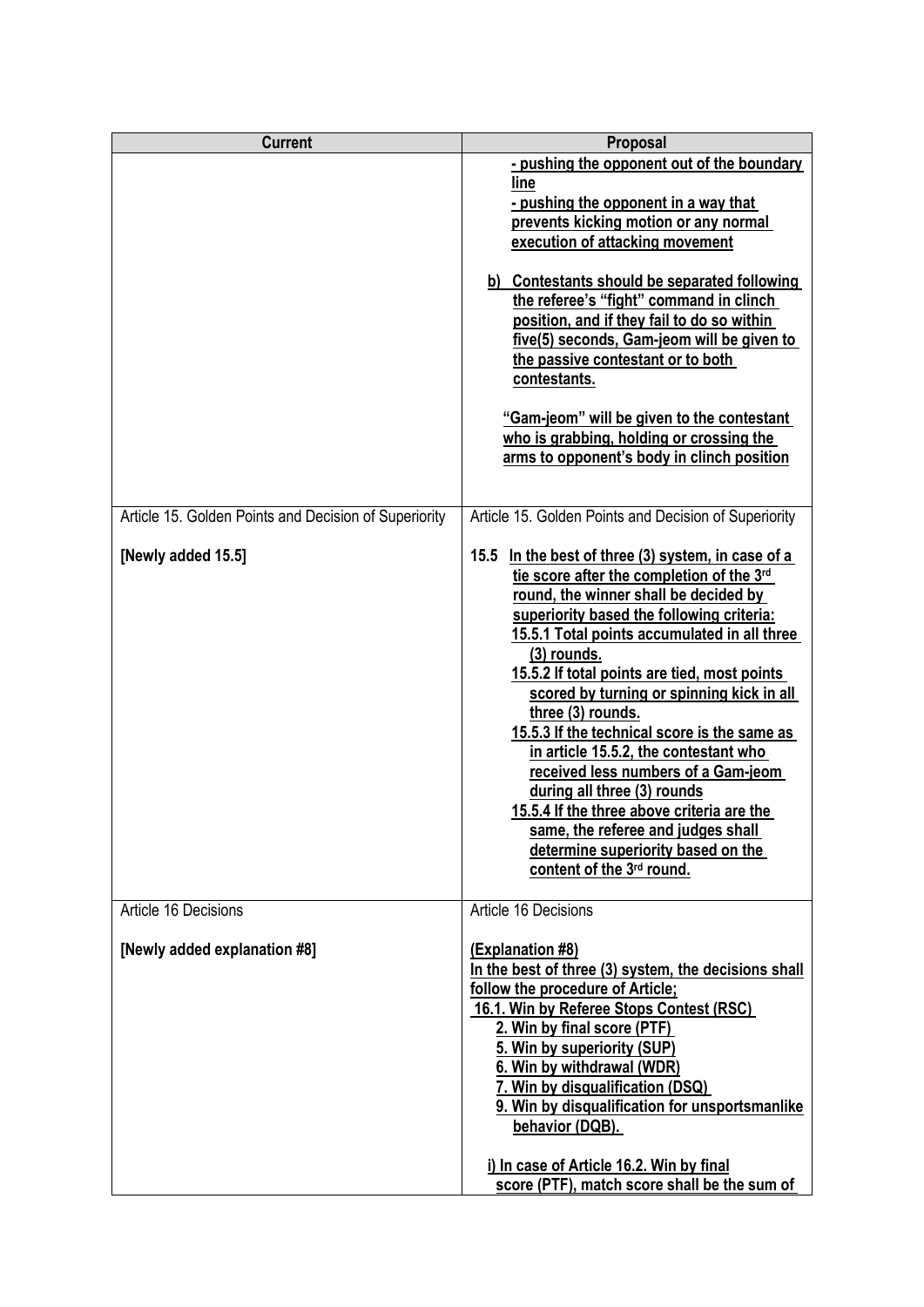| Current | Proposal |
| --- | --- |
| | - pushing the opponent out of the boundary line<br>- pushing the opponent in a way that prevents kicking motion or any normal execution of attacking movement<br><br>b) Contestants should be separated following the referee's "fight" command in clinch position, and if they fail to do so within five(5) seconds, Gam-jeom will be given to the passive contestant or to both contestants.<br><br>"Gam-jeom" will be given to the contestant who is grabbing, holding or crossing the arms to opponent's body in clinch position |
| Article 15. Golden Points and Decision of Superiority<br><br>**[Newly added 15.5]** | Article 15. Golden Points and Decision of Superiority<br><br>**15.5 In the best of three (3) system, in case of a tie score after the completion of the 3rd round, the winner shall be decided by superiority based the following criteria:**<br>**15.5.1 Total points accumulated in all three (3) rounds.**<br>**15.5.2 If total points are tied, most points scored by turning or spinning kick in all three (3) rounds.**<br>**15.5.3 If the technical score is the same as in article 15.5.2, the contestant who received less numbers of a Gam-jeom during all three (3) rounds**<br>**15.5.4 If the three above criteria are the same, the referee and judges shall determine superiority based on the content of the 3rd round.** |
| Article 16 Decisions<br><br>**[Newly added explanation #8]** | Article 16 Decisions<br><br>**(Explanation #8)**<br>**In the best of three (3) system, the decisions shall follow the procedure of Article;**<br>**16.1. Win by Referee Stops Contest (RSC)**<br>**2. Win by final score (PTF)**<br>**5. Win by superiority (SUP)**<br>**6. Win by withdrawal (WDR)**<br>**7. Win by disqualification (DSQ)**<br>**9. Win by disqualification for unsportsmanlike behavior (DQB).**<br><br>**i) In case of Article 16.2. Win by final score (PTF), match score shall be the sum of** |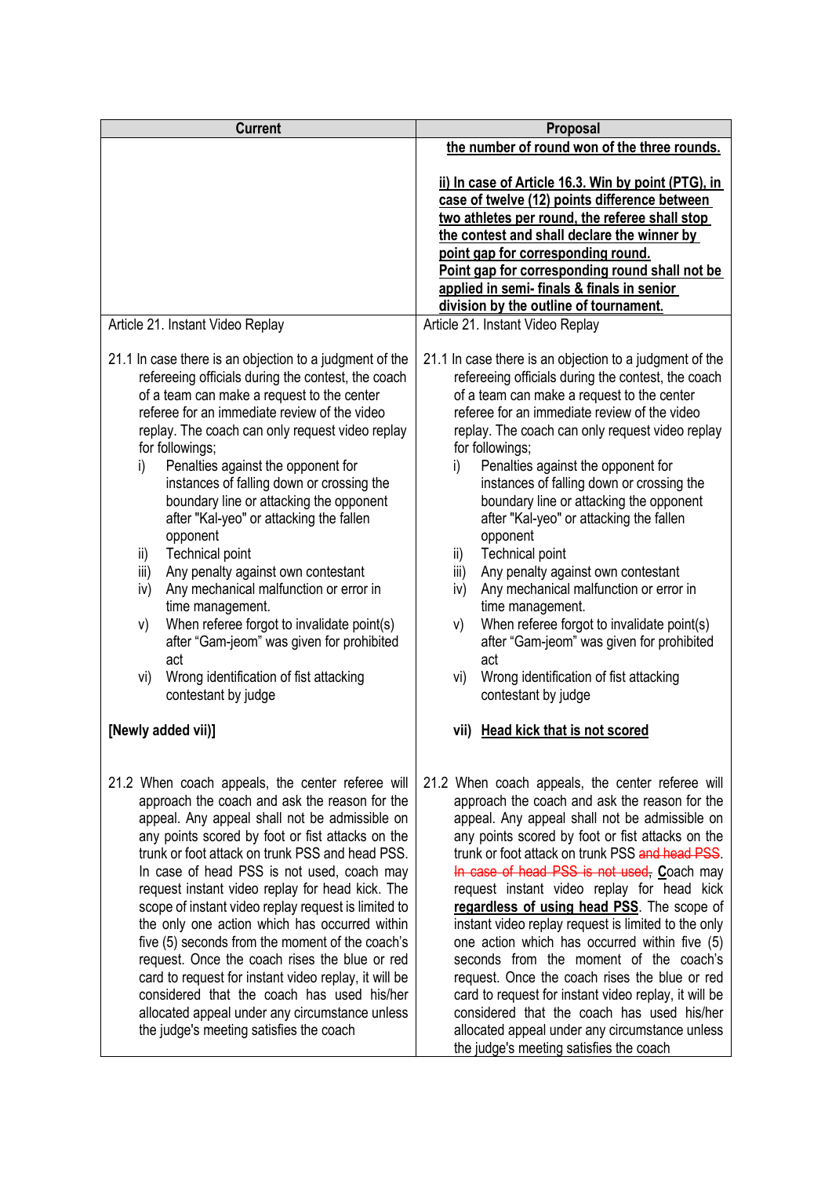| Current | Proposal |
|---|---|
| | **<u>the number of round won of the three rounds.</u>**<br><br>**<u>ii) In case of Article 16.3. Win by point (PTG), in case of twelve (12) points difference between two athletes per round, the referee shall stop the contest and shall declare the winner by point gap for corresponding round.</u>**<br>**<u>Point gap for corresponding round shall not be applied in semi- finals & finals in senior division by the outline of tournament.</u>** |
| Article 21. Instant Video Replay | Article 21. Instant Video Replay |
| 21.1 In case there is an objection to a judgment of the refereeing officials during the contest, the coach of a team can make a request to the center referee for an immediate review of the video replay. The coach can only request video replay for followings;<br>i) Penalties against the opponent for instances of falling down or crossing the boundary line or attacking the opponent after "Kal-yeo" or attacking the fallen opponent<br>ii) Technical point<br>iii) Any penalty against own contestant<br>iv) Any mechanical malfunction or error in time management.<br>v) When referee forgot to invalidate point(s) after "Gam-jeom" was given for prohibited act<br>vi) Wrong identification of fist attacking contestant by judge<br><br>**[Newly added vii)]** | 21.1 In case there is an objection to a judgment of the refereeing officials during the contest, the coach of a team can make a request to the center referee for an immediate review of the video replay. The coach can only request video replay for followings;<br>i) Penalties against the opponent for instances of falling down or crossing the boundary line or attacking the opponent after "Kal-yeo" or attacking the fallen opponent<br>ii) Technical point<br>iii) Any penalty against own contestant<br>iv) Any mechanical malfunction or error in time management.<br>v) When referee forgot to invalidate point(s) after "Gam-jeom" was given for prohibited act<br>vi) Wrong identification of fist attacking contestant by judge<br><br>**vii) <u>Head kick that is not scored</u>** |
| 21.2 When coach appeals, the center referee will approach the coach and ask the reason for the appeal. Any appeal shall not be admissible on any points scored by foot or fist attacks on the trunk or foot attack on trunk PSS and head PSS. In case of head PSS is not used, coach may request instant video replay for head kick. The scope of instant video replay request is limited to the only one action which has occurred within five (5) seconds from the moment of the coach's request. Once the coach rises the blue or red card to request for instant video replay, it will be considered that the coach has used his/her allocated appeal under any circumstance unless the judge's meeting satisfies the coach | 21.2 When coach appeals, the center referee will approach the coach and ask the reason for the appeal. Any appeal shall not be admissible on any points scored by foot or fist attacks on the trunk or foot attack on trunk PSS ~~and head PSS~~. ~~In case of head PSS is not used,~~ **<u>C</u>**oach may request instant video replay for head kick **<u>regardless of using head PSS</u>**. The scope of instant video replay request is limited to the only one action which has occurred within five (5) seconds from the moment of the coach's request. Once the coach rises the blue or red card to request for instant video replay, it will be considered that the coach has used his/her allocated appeal under any circumstance unless the judge's meeting satisfies the coach |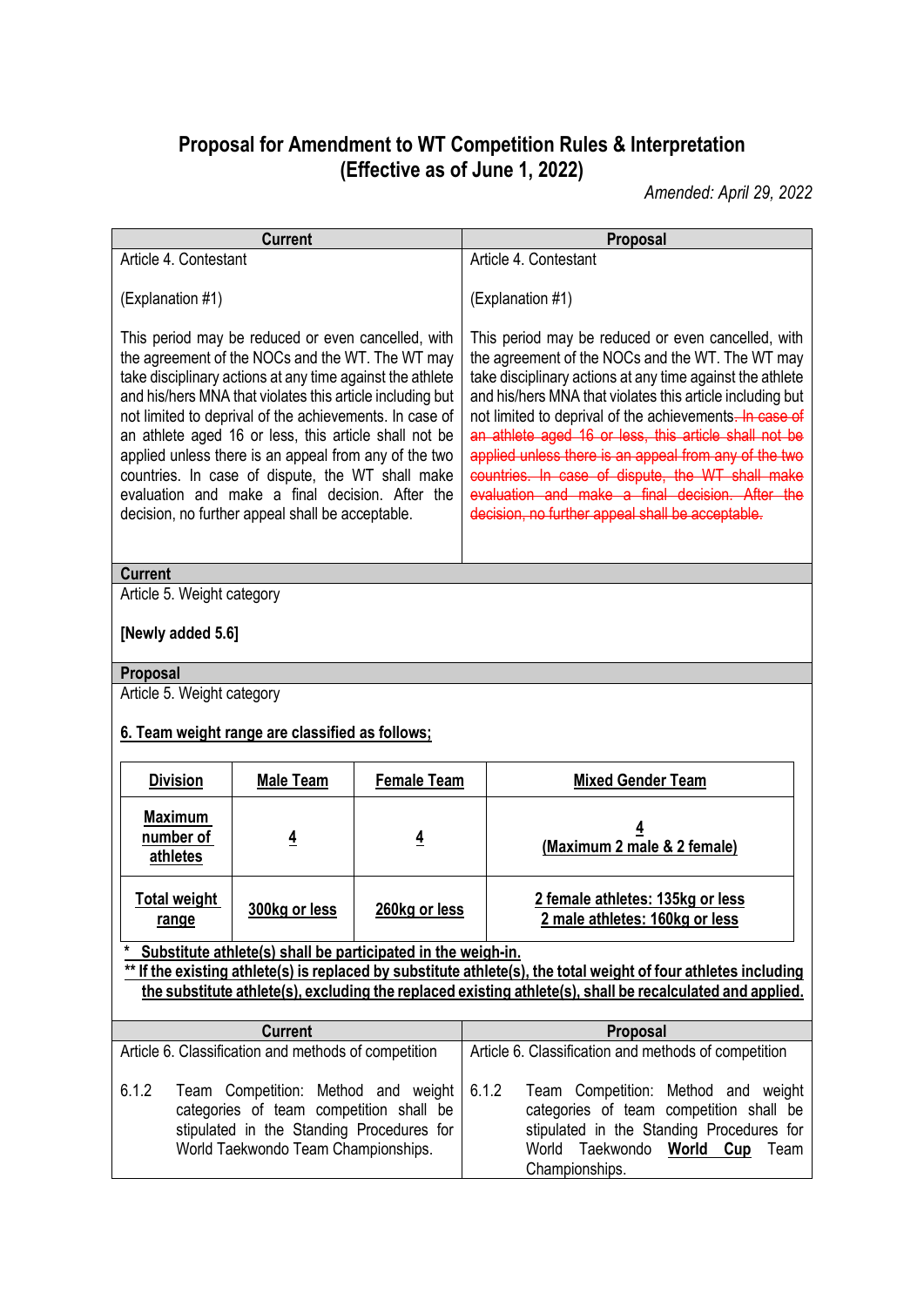# Proposal for Amendment to WT Competition Rules & Interpretation (Effective as of June 1, 2022)

*Amended: April 29, 2022*

| Current | Proposal |
|---|---|
| Article 4. Contestant<br><br>(Explanation #1)<br><br>This period may be reduced or even cancelled, with the agreement of the NOCs and the WT. The WT may take disciplinary actions at any time against the athlete and his/hers MNA that violates this article including but not limited to deprival of the achievements. In case of an athlete aged 16 or less, this article shall not be applied unless there is an appeal from any of the two countries. In case of dispute, the WT shall make evaluation and make a final decision. After the decision, no further appeal shall be acceptable. | Article 4. Contestant<br><br>(Explanation #1)<br><br>This period may be reduced or even cancelled, with the agreement of the NOCs and the WT. The WT may take disciplinary actions at any time against the athlete and his/hers MNA that violates this article including but not limited to deprival of the achievements.~~ In case of an athlete aged 16 or less, this article shall not be applied unless there is an appeal from any of the two countries. In case of dispute, the WT shall make evaluation and make a final decision. After the decision, no further appeal shall be acceptable.~~ |

**Current**

Article 5. Weight category

**[Newly added 5.6]**

**Proposal**

Article 5. Weight category

**6. Team weight range are classified as follows;**

| Division | Male Team | Female Team | Mixed Gender Team |
|---|---|---|---|
| **Maximum number of athletes** | **4** | **4** | **4 (Maximum 2 male & 2 female)** |
| **Total weight range** | **300kg or less** | **260kg or less** | **2 female athletes: 135kg or less**<br>**2 male athletes: 160kg or less** |

**\* Substitute athlete(s) shall be participated in the weigh-in.**

**\*\* If the existing athlete(s) is replaced by substitute athlete(s), the total weight of four athletes including the substitute athlete(s), excluding the replaced existing athlete(s), shall be recalculated and applied.**

| Current | Proposal |
|---|---|
| Article 6. Classification and methods of competition<br><br>6.1.2 Team Competition: Method and weight categories of team competition shall be stipulated in the Standing Procedures for World Taekwondo Team Championships. | Article 6. Classification and methods of competition<br><br>6.1.2 Team Competition: Method and weight categories of team competition shall be stipulated in the Standing Procedures for World Taekwondo **World Cup** Team Championships. |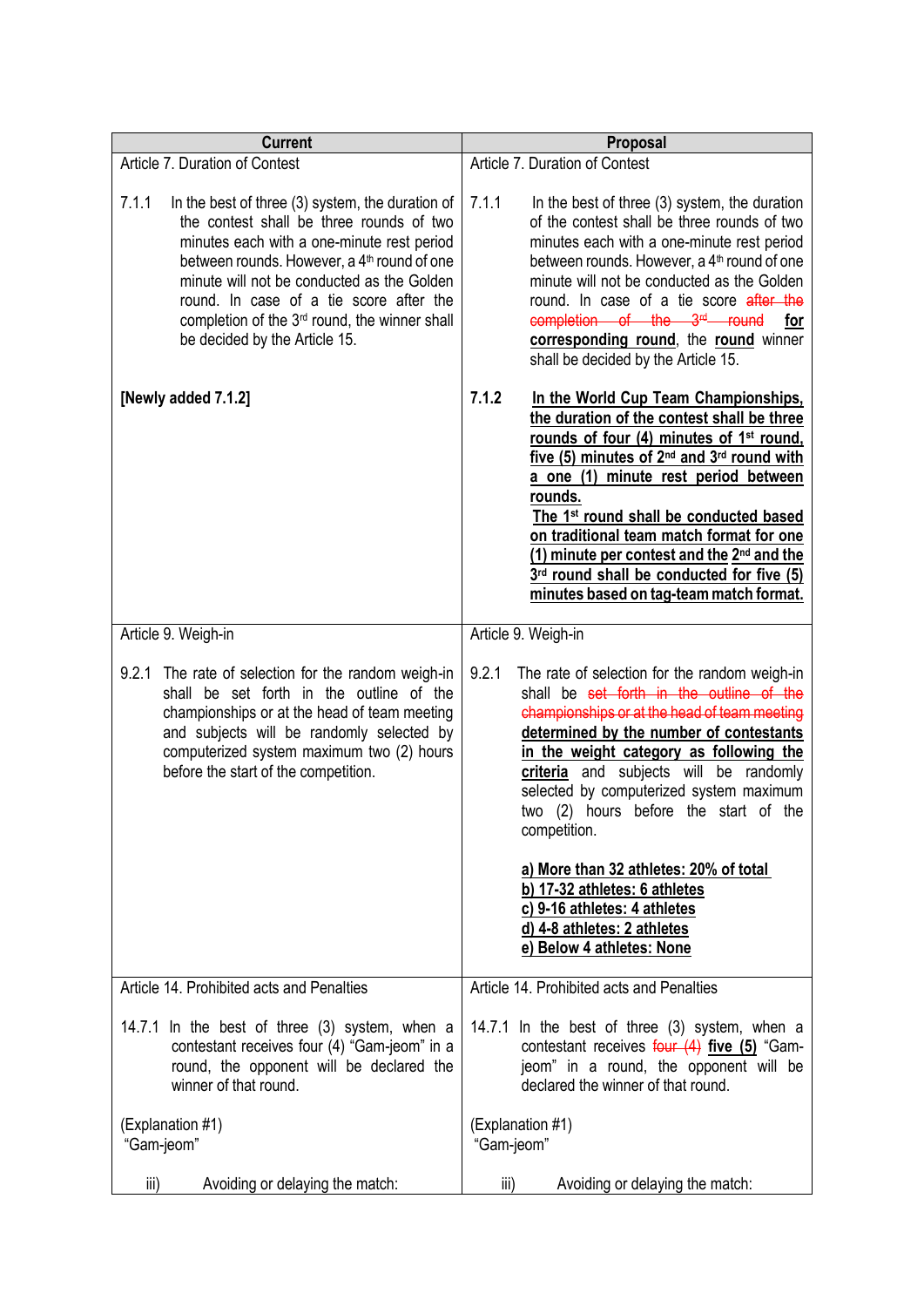| Current | Proposal |
|---|---|
| Article 7. Duration of Contest<br><br>7.1.1 In the best of three (3) system, the duration of the contest shall be three rounds of two minutes each with a one-minute rest period between rounds. However, a 4th round of one minute will not be conducted as the Golden round. In case of a tie score after the completion of the 3rd round, the winner shall be decided by the Article 15. | Article 7. Duration of Contest<br><br>7.1.1 In the best of three (3) system, the duration of the contest shall be three rounds of two minutes each with a one-minute rest period between rounds. However, a 4th round of one minute will not be conducted as the Golden round. In case of a tie score ~~after the completion of the 3rd round~~ **for corresponding round**, the **round** winner shall be decided by the Article 15. |
| **[Newly added 7.1.2]** | **7.1.2 In the World Cup Team Championships, the duration of the contest shall be three rounds of four (4) minutes of 1st round, five (5) minutes of 2nd and 3rd round with a one (1) minute rest period between rounds.**<br>**The 1st round shall be conducted based on traditional team match format for one (1) minute per contest and the 2nd and the 3rd round shall be conducted for five (5) minutes based on tag-team match format.** |
| Article 9. Weigh-in<br><br>9.2.1 The rate of selection for the random weigh-in shall be set forth in the outline of the championships or at the head of team meeting and subjects will be randomly selected by computerized system maximum two (2) hours before the start of the competition. | Article 9. Weigh-in<br><br>9.2.1 The rate of selection for the random weigh-in shall be ~~set forth in the outline of the championships or at the head of team meeting~~ **determined by the number of contestants in the weight category as following the criteria** and subjects will be randomly selected by computerized system maximum two (2) hours before the start of the competition.<br><br>**a) More than 32 athletes: 20% of total**<br>**b) 17-32 athletes: 6 athletes**<br>**c) 9-16 athletes: 4 athletes**<br>**d) 4-8 athletes: 2 athletes**<br>**e) Below 4 athletes: None** |
| Article 14. Prohibited acts and Penalties<br><br>14.7.1 In the best of three (3) system, when a contestant receives four (4) "Gam-jeom" in a round, the opponent will be declared the winner of that round.<br><br>(Explanation #1)<br>"Gam-jeom"<br><br>iii) Avoiding or delaying the match: | Article 14. Prohibited acts and Penalties<br><br>14.7.1 In the best of three (3) system, when a contestant receives ~~four (4)~~ **five (5)** "Gam-jeom" in a round, the opponent will be declared the winner of that round.<br><br>(Explanation #1)<br>"Gam-jeom"<br><br>iii) Avoiding or delaying the match: |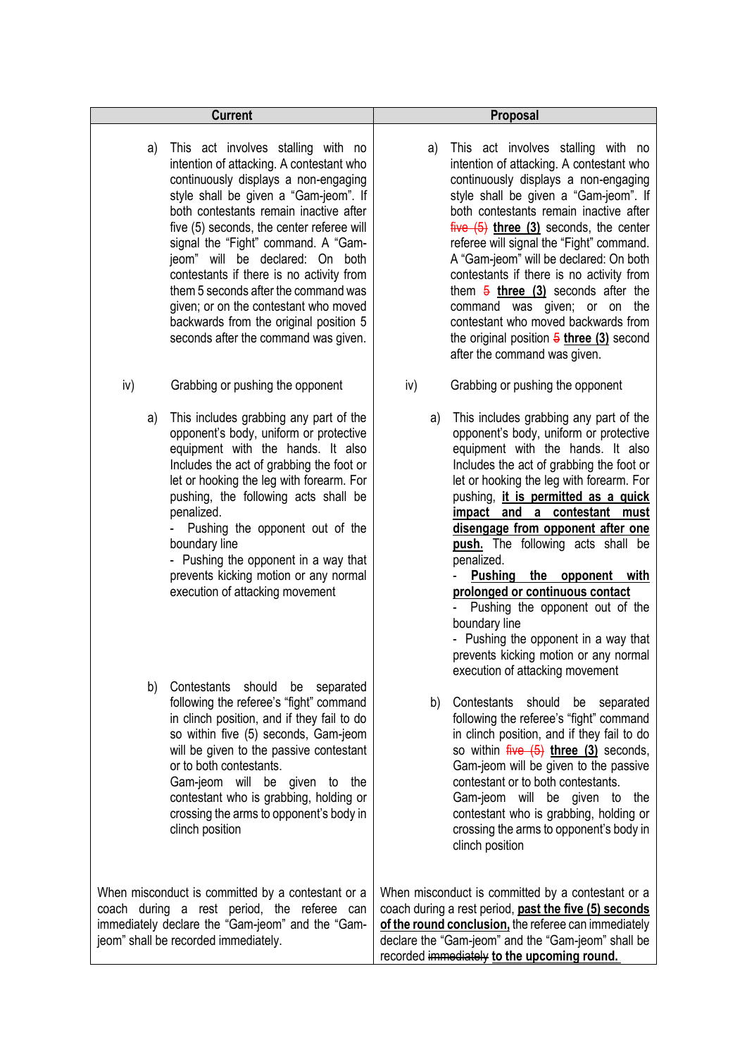| Current | Proposal |
|---|---|
| a) This act involves stalling with no intention of attacking. A contestant who continuously displays a non-engaging style shall be given a "Gam-jeom". If both contestants remain inactive after five (5) seconds, the center referee will signal the "Fight" command. A "Gam-jeom" will be declared: On both contestants if there is no activity from them 5 seconds after the command was given; or on the contestant who moved backwards from the original position 5 seconds after the command was given. | a) This act involves stalling with no intention of attacking. A contestant who continuously displays a non-engaging style shall be given a "Gam-jeom". If both contestants remain inactive after ~~five (5)~~ **three (3)** seconds, the center referee will signal the "Fight" command. A "Gam-jeom" will be declared: On both contestants if there is no activity from them ~~5~~ **three (3)** seconds after the command was given; or on the contestant who moved backwards from the original position ~~5~~ **three (3)** second after the command was given. |
| iv) Grabbing or pushing the opponent | iv) Grabbing or pushing the opponent |
| a) This includes grabbing any part of the opponent's body, uniform or protective equipment with the hands. It also Includes the act of grabbing the foot or let or hooking the leg with forearm. For pushing, the following acts shall be penalized.<br>- Pushing the opponent out of the boundary line<br>- Pushing the opponent in a way that prevents kicking motion or any normal execution of attacking movement | a) This includes grabbing any part of the opponent's body, uniform or protective equipment with the hands. It also Includes the act of grabbing the foot or let or hooking the leg with forearm. For pushing, **it is permitted as a quick impact and a contestant must disengage from opponent after one push.** The following acts shall be penalized.<br>- **Pushing the opponent with prolonged or continuous contact**<br>- Pushing the opponent out of the boundary line<br>- Pushing the opponent in a way that prevents kicking motion or any normal execution of attacking movement |
| b) Contestants should be separated following the referee's "fight" command in clinch position, and if they fail to do so within five (5) seconds, Gam-jeom will be given to the passive contestant or to both contestants.<br>Gam-jeom will be given to the contestant who is grabbing, holding or crossing the arms to opponent's body in clinch position | b) Contestants should be separated following the referee's "fight" command in clinch position, and if they fail to do so within ~~five (5)~~ **three (3)** seconds, Gam-jeom will be given to the passive contestant or to both contestants.<br>Gam-jeom will be given to the contestant who is grabbing, holding or crossing the arms to opponent's body in clinch position |
| When misconduct is committed by a contestant or a coach during a rest period, the referee can immediately declare the "Gam-jeom" and the "Gam-jeom" shall be recorded immediately. | When misconduct is committed by a contestant or a coach during a rest period, **past the five (5) seconds of the round conclusion,** the referee can immediately declare the "Gam-jeom" and the "Gam-jeom" shall be recorded ~~immediately~~ **to the upcoming round.** |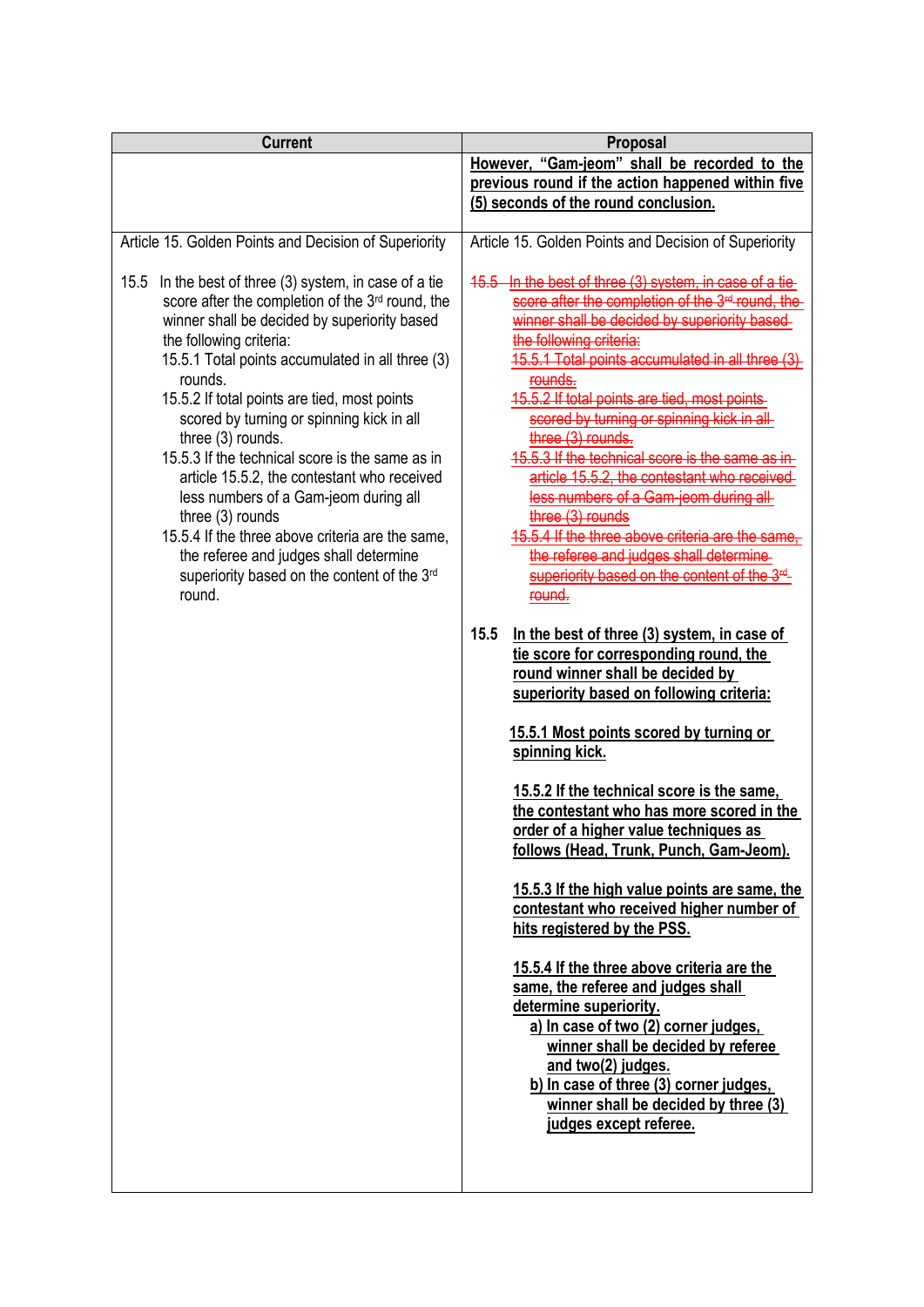| Current | Proposal |
|---|---|
| | **<u>However, "Gam-jeom" shall be recorded to the previous round if the action happened within five (5) seconds of the round conclusion.</u>** |
| Article 15. Golden Points and Decision of Superiority<br><br>15.5 In the best of three (3) system, in case of a tie score after the completion of the 3rd round, the winner shall be decided by superiority based the following criteria:<br>15.5.1 Total points accumulated in all three (3) rounds.<br>15.5.2 If total points are tied, most points scored by turning or spinning kick in all three (3) rounds.<br>15.5.3 If the technical score is the same as in article 15.5.2, the contestant who received less numbers of a Gam-jeom during all three (3) rounds<br>15.5.4 If the three above criteria are the same, the referee and judges shall determine superiority based on the content of the 3rd round. | Article 15. Golden Points and Decision of Superiority<br><br>~~15.5 In the best of three (3) system, in case of a tie score after the completion of the 3rd round, the winner shall be decided by superiority based the following criteria:~~<br>~~15.5.1 Total points accumulated in all three (3) rounds.~~<br>~~15.5.2 If total points are tied, most points scored by turning or spinning kick in all three (3) rounds.~~<br>~~15.5.3 If the technical score is the same as in article 15.5.2, the contestant who received less numbers of a Gam-jeom during all three (3) rounds~~<br>~~15.5.4 If the three above criteria are the same, the referee and judges shall determine superiority based on the content of the 3rd round.~~<br><br>**15.5 <u>In the best of three (3) system, in case of tie score for corresponding round, the round winner shall be decided by superiority based on following criteria:</u>**<br><br>**<u>15.5.1 Most points scored by turning or spinning kick.</u>**<br><br>**<u>15.5.2 If the technical score is the same, the contestant who has more scored in the order of a higher value techniques as follows (Head, Trunk, Punch, Gam-Jeom).</u>**<br><br>**<u>15.5.3 If the high value points are same, the contestant who received higher number of hits registered by the PSS.</u>**<br><br>**<u>15.5.4 If the three above criteria are the same, the referee and judges shall determine superiority.</u>**<br>**<u>a) In case of two (2) corner judges, winner shall be decided by referee and two(2) judges.</u>**<br>**<u>b) In case of three (3) corner judges, winner shall be decided by three (3) judges except referee.</u>** |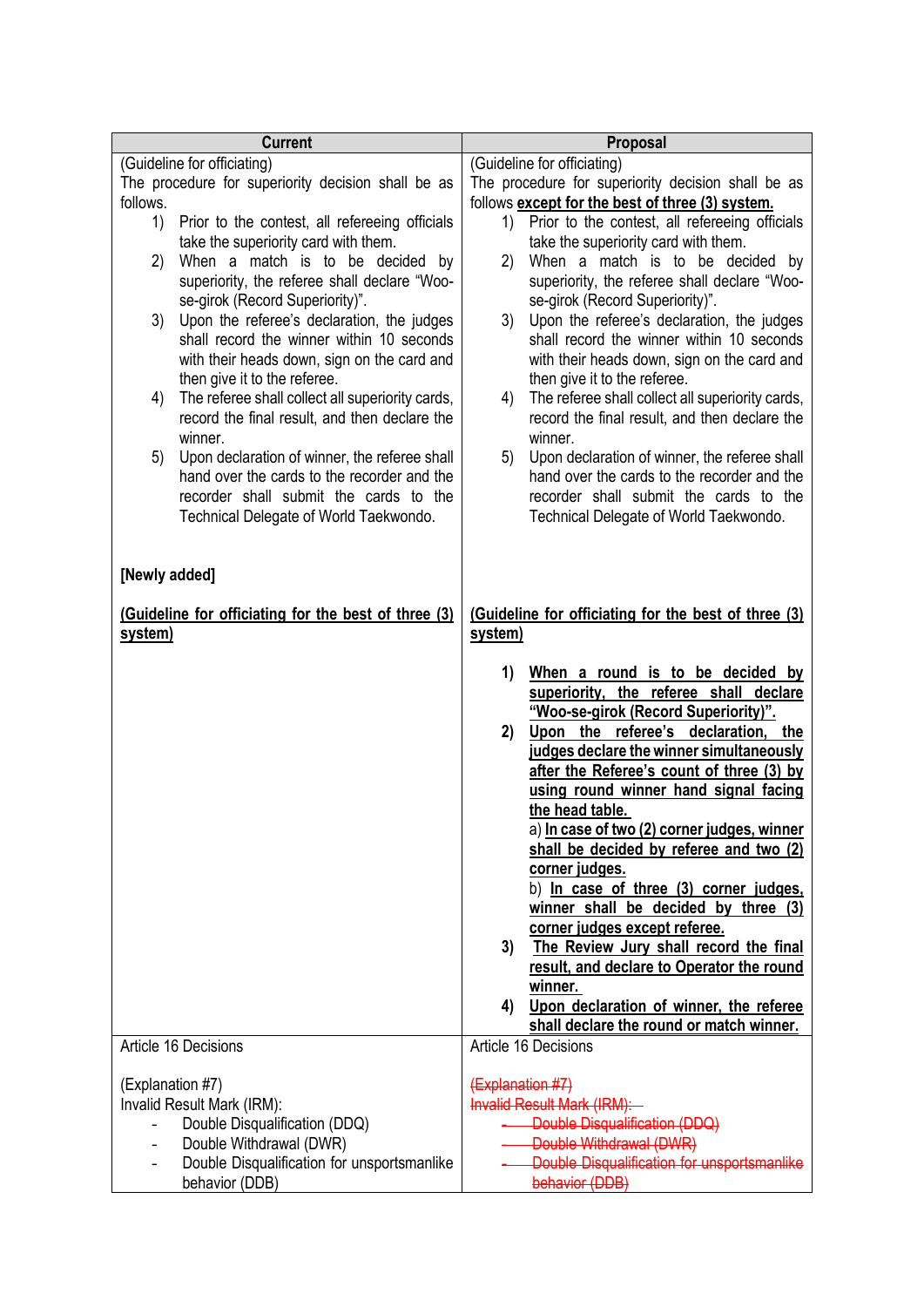| Current | Proposal |
|---|---|
| (Guideline for officiating)<br>The procedure for superiority decision shall be as follows.<br>1) Prior to the contest, all refereeing officials take the superiority card with them.<br>2) When a match is to be decided by superiority, the referee shall declare "Woo-se-girok (Record Superiority)".<br>3) Upon the referee's declaration, the judges shall record the winner within 10 seconds with their heads down, sign on the card and then give it to the referee.<br>4) The referee shall collect all superiority cards, record the final result, and then declare the winner.<br>5) Upon declaration of winner, the referee shall hand over the cards to the recorder and the recorder shall submit the cards to the Technical Delegate of World Taekwondo. | (Guideline for officiating)<br>The procedure for superiority decision shall be as follows **<u>except for the best of three (3) system.</u>**<br>1) Prior to the contest, all refereeing officials take the superiority card with them.<br>2) When a match is to be decided by superiority, the referee shall declare "Woo-se-girok (Record Superiority)".<br>3) Upon the referee's declaration, the judges shall record the winner within 10 seconds with their heads down, sign on the card and then give it to the referee.<br>4) The referee shall collect all superiority cards, record the final result, and then declare the winner.<br>5) Upon declaration of winner, the referee shall hand over the cards to the recorder and the recorder shall submit the cards to the Technical Delegate of World Taekwondo. |
| **[Newly added]**<br><br>**<u>(Guideline for officiating for the best of three (3) system)</u>** | **<u>(Guideline for officiating for the best of three (3) system)</u>**<br><br>**1) <u>When a round is to be decided by superiority, the referee shall declare "Woo-se-girok (Record Superiority)".</u>**<br>**2) <u>Upon the referee's declaration, the judges declare the winner simultaneously after the Referee's count of three (3) by using round winner hand signal facing the head table.</u>**<br>a) **<u>In case of two (2) corner judges, winner shall be decided by referee and two (2) corner judges.</u>**<br>b) **<u>In case of three (3) corner judges, winner shall be decided by three (3) corner judges except referee.</u>**<br>**3) <u>The Review Jury shall record the final result, and declare to Operator the round winner.</u>**<br>**4) <u>Upon declaration of winner, the referee shall declare the round or match winner.</u>** |
| Article 16 Decisions<br><br>(Explanation #7)<br>Invalid Result Mark (IRM):<br>- Double Disqualification (DDQ)<br>- Double Withdrawal (DWR)<br>- Double Disqualification for unsportsmanlike behavior (DDB) | Article 16 Decisions<br><br>~~(Explanation #7)~~<br>~~Invalid Result Mark (IRM):~~<br>~~- Double Disqualification (DDQ)~~<br>~~- Double Withdrawal (DWR)~~<br>~~- Double Disqualification for unsportsmanlike behavior (DDB)~~ |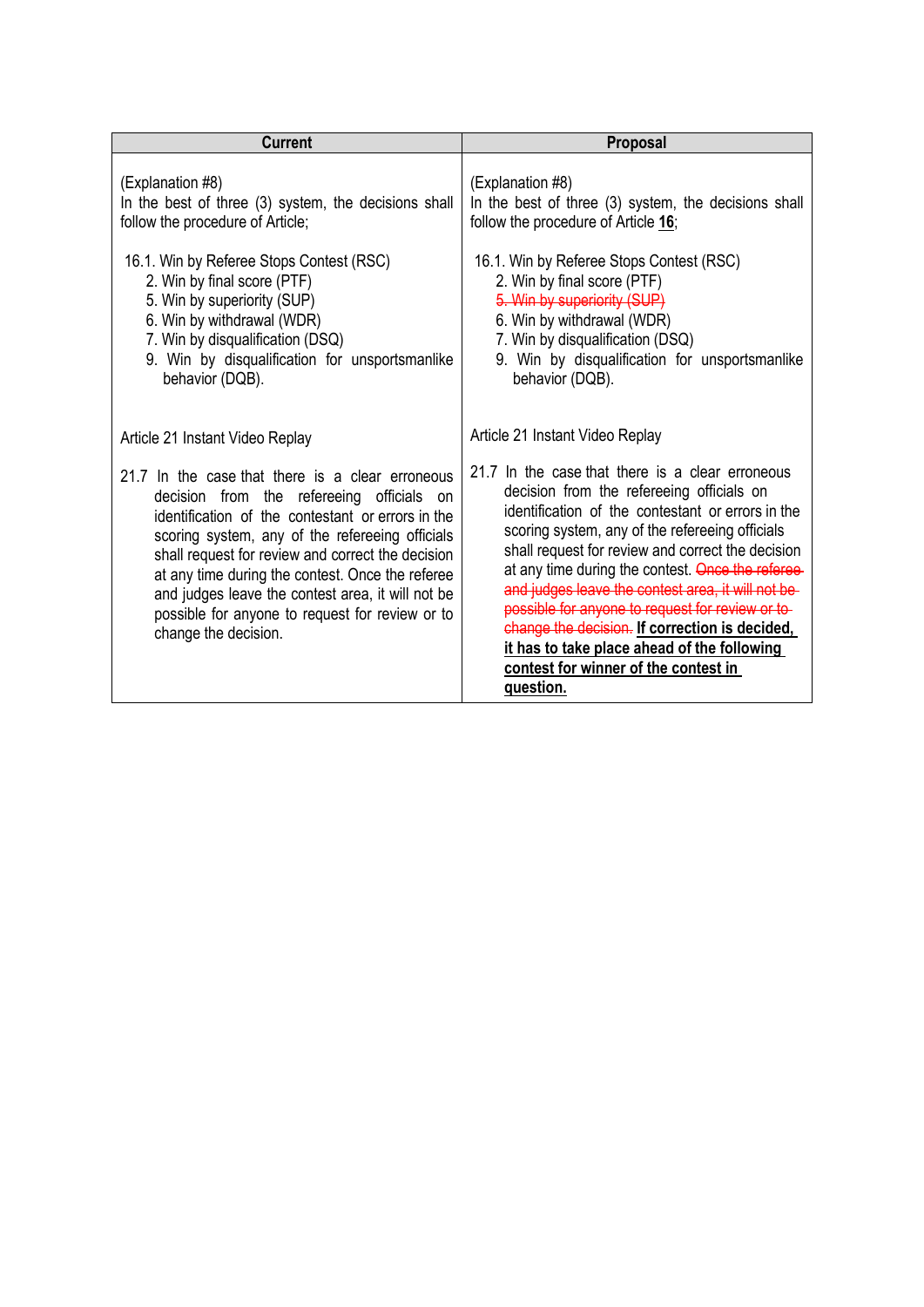| Current | Proposal |
| --- | --- |
| (Explanation #8)<br>In the best of three (3) system, the decisions shall follow the procedure of Article;<br><br>16.1. Win by Referee Stops Contest (RSC)<br>2. Win by final score (PTF)<br>5. Win by superiority (SUP)<br>6. Win by withdrawal (WDR)<br>7. Win by disqualification (DSQ)<br>9. Win by disqualification for unsportsmanlike behavior (DQB). | (Explanation #8)<br>In the best of three (3) system, the decisions shall follow the procedure of Article **16**;<br><br>16.1. Win by Referee Stops Contest (RSC)<br>2. Win by final score (PTF)<br>~~5. Win by superiority (SUP)~~<br>6. Win by withdrawal (WDR)<br>7. Win by disqualification (DSQ)<br>9. Win by disqualification for unsportsmanlike behavior (DQB). |
| Article 21 Instant Video Replay<br><br>21.7 In the case that there is a clear erroneous decision from the refereeing officials on identification of the contestant or errors in the scoring system, any of the refereeing officials shall request for review and correct the decision at any time during the contest. Once the referee and judges leave the contest area, it will not be possible for anyone to request for review or to change the decision. | Article 21 Instant Video Replay<br><br>21.7 In the case that there is a clear erroneous decision from the refereeing officials on identification of the contestant or errors in the scoring system, any of the refereeing officials shall request for review and correct the decision at any time during the contest. ~~Once the referee and judges leave the contest area, it will not be possible for anyone to request for review or to change the decision.~~ **If correction is decided, it has to take place ahead of the following contest for winner of the contest in question.** |